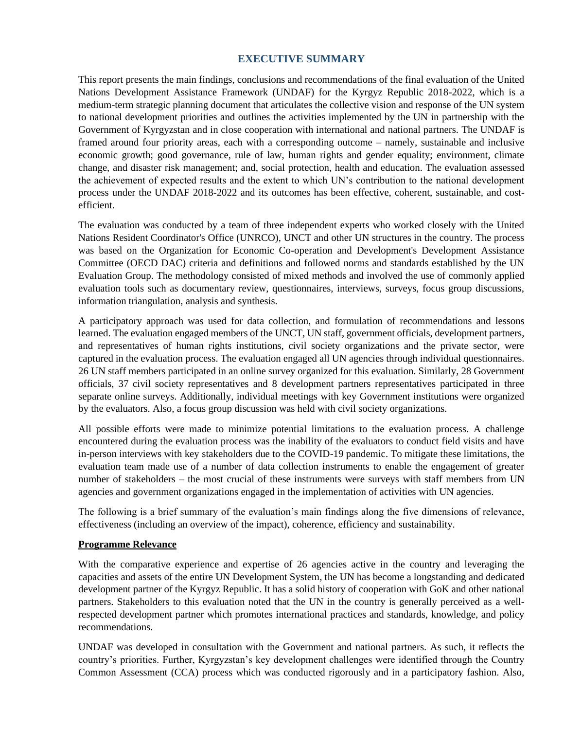## EXECUTIVE SUMMARY

This report presents the main findings, conclusions and recommendations of the final evaluation of the United Nations Development Assistance Framework (UNDAF) for the Kyrgyz Republic 2018-2022, which is a medium-term strategic planning document that articulates the collective vision and response of the UN system to national development priorities and outlines the activities implemented by the UN in partnership with the Government of Kyrgyzstan and in close cooperation with international and national partners. The UNDAF is framed around four priority areas, each with a corresponding outcome – namely, sustainable and inclusive economic growth; good governance, rule of law, human rights and gender equality; environment, climate change, and disaster risk management; and, social protection, health and education. The evaluation assessed the achievement of expected results and the extent to which UN's contribution to the national development process under the UNDAF 2018-2022 and its outcomes has been effective, coherent, sustainable, and cost-efficient.

The evaluation was conducted by a team of three independent experts who worked closely with the United Nations Resident Coordinator's Office (UNRCO), UNCT and other UN structures in the country. The process was based on the Organization for Economic Co-operation and Development's Development Assistance Committee (OECD DAC) criteria and definitions and followed norms and standards established by the UN Evaluation Group. The methodology consisted of mixed methods and involved the use of commonly applied evaluation tools such as documentary review, questionnaires, interviews, surveys, focus group discussions, information triangulation, analysis and synthesis.

A participatory approach was used for data collection, and formulation of recommendations and lessons learned. The evaluation engaged members of the UNCT, UN staff, government officials, development partners, and representatives of human rights institutions, civil society organizations and the private sector, were captured in the evaluation process. The evaluation engaged all UN agencies through individual questionnaires. 26 UN staff members participated in an online survey organized for this evaluation. Similarly, 28 Government officials, 37 civil society representatives and 8 development partners representatives participated in three separate online surveys. Additionally, individual meetings with key Government institutions were organized by the evaluators. Also, a focus group discussion was held with civil society organizations.

All possible efforts were made to minimize potential limitations to the evaluation process. A challenge encountered during the evaluation process was the inability of the evaluators to conduct field visits and have in-person interviews with key stakeholders due to the COVID-19 pandemic. To mitigate these limitations, the evaluation team made use of a number of data collection instruments to enable the engagement of greater number of stakeholders – the most crucial of these instruments were surveys with staff members from UN agencies and government organizations engaged in the implementation of activities with UN agencies.

The following is a brief summary of the evaluation's main findings along the five dimensions of relevance, effectiveness (including an overview of the impact), coherence, efficiency and sustainability.

### Programme Relevance

With the comparative experience and expertise of 26 agencies active in the country and leveraging the capacities and assets of the entire UN Development System, the UN has become a longstanding and dedicated development partner of the Kyrgyz Republic. It has a solid history of cooperation with GoK and other national partners. Stakeholders to this evaluation noted that the UN in the country is generally perceived as a well-respected development partner which promotes international practices and standards, knowledge, and policy recommendations.

UNDAF was developed in consultation with the Government and national partners. As such, it reflects the country's priorities. Further, Kyrgyzstan's key development challenges were identified through the Country Common Assessment (CCA) process which was conducted rigorously and in a participatory fashion. Also,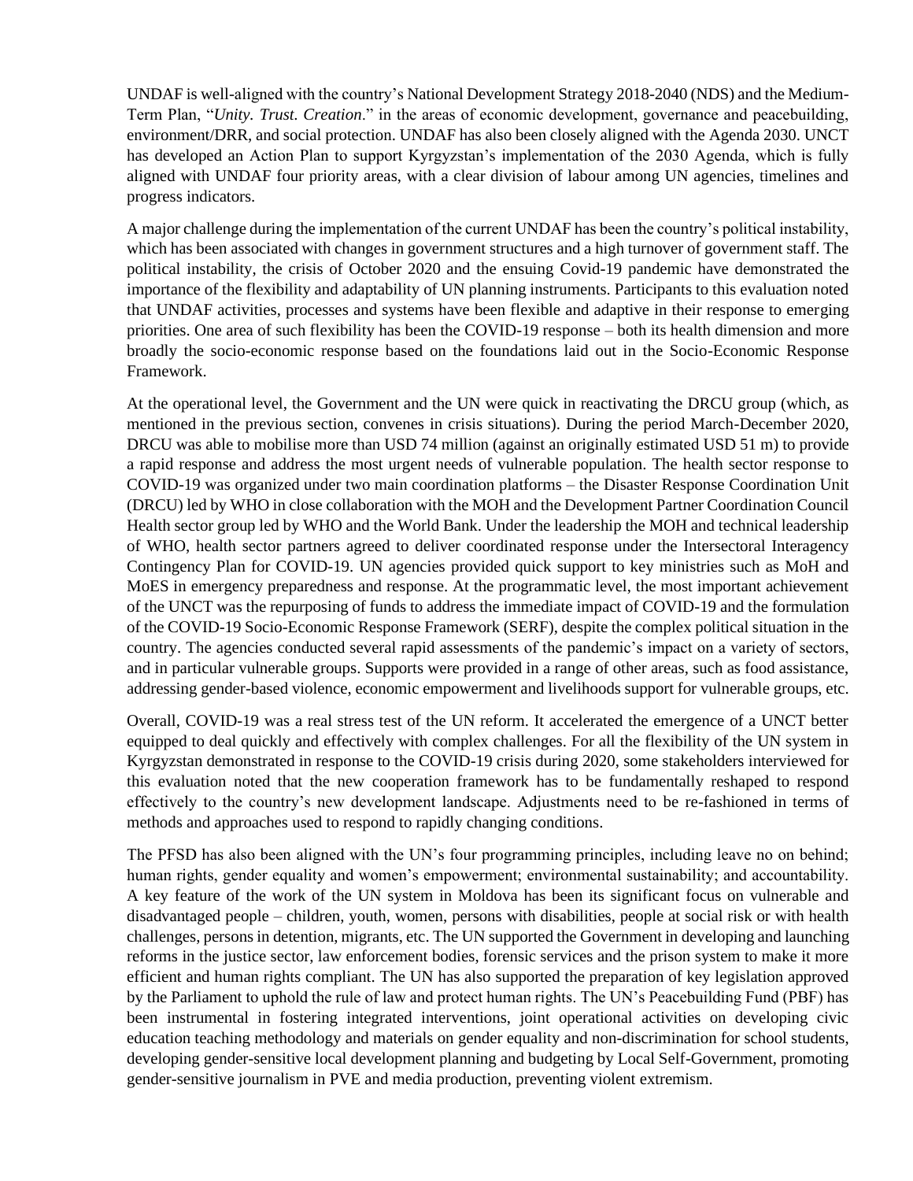UNDAF is well-aligned with the country's National Development Strategy 2018-2040 (NDS) and the Medium-Term Plan, "*Unity. Trust. Creation*." in the areas of economic development, governance and peacebuilding, environment/DRR, and social protection. UNDAF has also been closely aligned with the Agenda 2030. UNCT has developed an Action Plan to support Kyrgyzstan's implementation of the 2030 Agenda, which is fully aligned with UNDAF four priority areas, with a clear division of labour among UN agencies, timelines and progress indicators.

A major challenge during the implementation of the current UNDAF has been the country's political instability, which has been associated with changes in government structures and a high turnover of government staff. The political instability, the crisis of October 2020 and the ensuing Covid-19 pandemic have demonstrated the importance of the flexibility and adaptability of UN planning instruments. Participants to this evaluation noted that UNDAF activities, processes and systems have been flexible and adaptive in their response to emerging priorities. One area of such flexibility has been the COVID-19 response – both its health dimension and more broadly the socio-economic response based on the foundations laid out in the Socio-Economic Response Framework.

At the operational level, the Government and the UN were quick in reactivating the DRCU group (which, as mentioned in the previous section, convenes in crisis situations). During the period March-December 2020, DRCU was able to mobilise more than USD 74 million (against an originally estimated USD 51 m) to provide a rapid response and address the most urgent needs of vulnerable population. The health sector response to COVID-19 was organized under two main coordination platforms – the Disaster Response Coordination Unit (DRCU) led by WHO in close collaboration with the MOH and the Development Partner Coordination Council Health sector group led by WHO and the World Bank. Under the leadership the MOH and technical leadership of WHO, health sector partners agreed to deliver coordinated response under the Intersectoral Interagency Contingency Plan for COVID-19. UN agencies provided quick support to key ministries such as MoH and MoES in emergency preparedness and response. At the programmatic level, the most important achievement of the UNCT was the repurposing of funds to address the immediate impact of COVID-19 and the formulation of the COVID-19 Socio-Economic Response Framework (SERF), despite the complex political situation in the country. The agencies conducted several rapid assessments of the pandemic's impact on a variety of sectors, and in particular vulnerable groups. Supports were provided in a range of other areas, such as food assistance, addressing gender-based violence, economic empowerment and livelihoods support for vulnerable groups, etc.

Overall, COVID-19 was a real stress test of the UN reform. It accelerated the emergence of a UNCT better equipped to deal quickly and effectively with complex challenges. For all the flexibility of the UN system in Kyrgyzstan demonstrated in response to the COVID-19 crisis during 2020, some stakeholders interviewed for this evaluation noted that the new cooperation framework has to be fundamentally reshaped to respond effectively to the country's new development landscape. Adjustments need to be re-fashioned in terms of methods and approaches used to respond to rapidly changing conditions.

The PFSD has also been aligned with the UN's four programming principles, including leave no on behind; human rights, gender equality and women's empowerment; environmental sustainability; and accountability. A key feature of the work of the UN system in Moldova has been its significant focus on vulnerable and disadvantaged people – children, youth, women, persons with disabilities, people at social risk or with health challenges, persons in detention, migrants, etc. The UN supported the Government in developing and launching reforms in the justice sector, law enforcement bodies, forensic services and the prison system to make it more efficient and human rights compliant. The UN has also supported the preparation of key legislation approved by the Parliament to uphold the rule of law and protect human rights. The UN's Peacebuilding Fund (PBF) has been instrumental in fostering integrated interventions, joint operational activities on developing civic education teaching methodology and materials on gender equality and non-discrimination for school students, developing gender-sensitive local development planning and budgeting by Local Self-Government, promoting gender-sensitive journalism in PVE and media production, preventing violent extremism.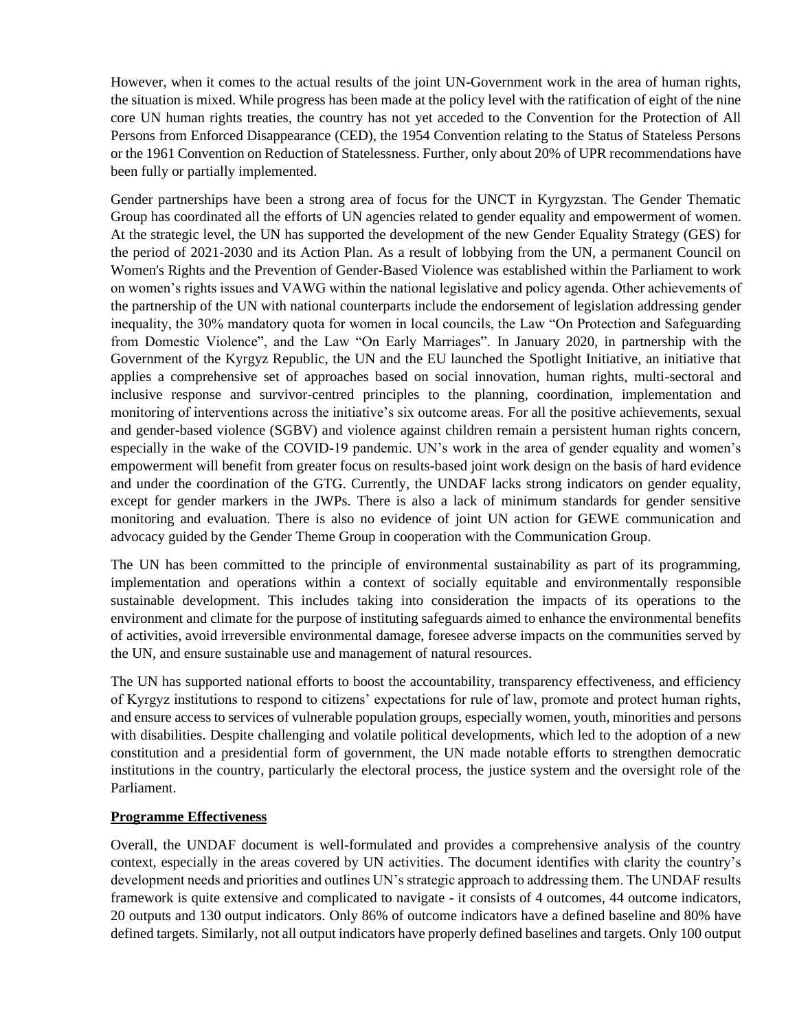However, when it comes to the actual results of the joint UN-Government work in the area of human rights, the situation is mixed. While progress has been made at the policy level with the ratification of eight of the nine core UN human rights treaties, the country has not yet acceded to the Convention for the Protection of All Persons from Enforced Disappearance (CED), the 1954 Convention relating to the Status of Stateless Persons or the 1961 Convention on Reduction of Statelessness. Further, only about 20% of UPR recommendations have been fully or partially implemented.

Gender partnerships have been a strong area of focus for the UNCT in Kyrgyzstan. The Gender Thematic Group has coordinated all the efforts of UN agencies related to gender equality and empowerment of women. At the strategic level, the UN has supported the development of the new Gender Equality Strategy (GES) for the period of 2021-2030 and its Action Plan. As a result of lobbying from the UN, a permanent Council on Women's Rights and the Prevention of Gender-Based Violence was established within the Parliament to work on women's rights issues and VAWG within the national legislative and policy agenda. Other achievements of the partnership of the UN with national counterparts include the endorsement of legislation addressing gender inequality, the 30% mandatory quota for women in local councils, the Law "On Protection and Safeguarding from Domestic Violence", and the Law "On Early Marriages". In January 2020, in partnership with the Government of the Kyrgyz Republic, the UN and the EU launched the Spotlight Initiative, an initiative that applies a comprehensive set of approaches based on social innovation, human rights, multi-sectoral and inclusive response and survivor-centred principles to the planning, coordination, implementation and monitoring of interventions across the initiative's six outcome areas. For all the positive achievements, sexual and gender-based violence (SGBV) and violence against children remain a persistent human rights concern, especially in the wake of the COVID-19 pandemic. UN's work in the area of gender equality and women's empowerment will benefit from greater focus on results-based joint work design on the basis of hard evidence and under the coordination of the GTG. Currently, the UNDAF lacks strong indicators on gender equality, except for gender markers in the JWPs. There is also a lack of minimum standards for gender sensitive monitoring and evaluation. There is also no evidence of joint UN action for GEWE communication and advocacy guided by the Gender Theme Group in cooperation with the Communication Group.

The UN has been committed to the principle of environmental sustainability as part of its programming, implementation and operations within a context of socially equitable and environmentally responsible sustainable development. This includes taking into consideration the impacts of its operations to the environment and climate for the purpose of instituting safeguards aimed to enhance the environmental benefits of activities, avoid irreversible environmental damage, foresee adverse impacts on the communities served by the UN, and ensure sustainable use and management of natural resources.

The UN has supported national efforts to boost the accountability, transparency effectiveness, and efficiency of Kyrgyz institutions to respond to citizens' expectations for rule of law, promote and protect human rights, and ensure access to services of vulnerable population groups, especially women, youth, minorities and persons with disabilities. Despite challenging and volatile political developments, which led to the adoption of a new constitution and a presidential form of government, the UN made notable efforts to strengthen democratic institutions in the country, particularly the electoral process, the justice system and the oversight role of the Parliament.

**Programme Effectiveness**

Overall, the UNDAF document is well-formulated and provides a comprehensive analysis of the country context, especially in the areas covered by UN activities. The document identifies with clarity the country's development needs and priorities and outlines UN's strategic approach to addressing them. The UNDAF results framework is quite extensive and complicated to navigate - it consists of 4 outcomes, 44 outcome indicators, 20 outputs and 130 output indicators. Only 86% of outcome indicators have a defined baseline and 80% have defined targets. Similarly, not all output indicators have properly defined baselines and targets. Only 100 output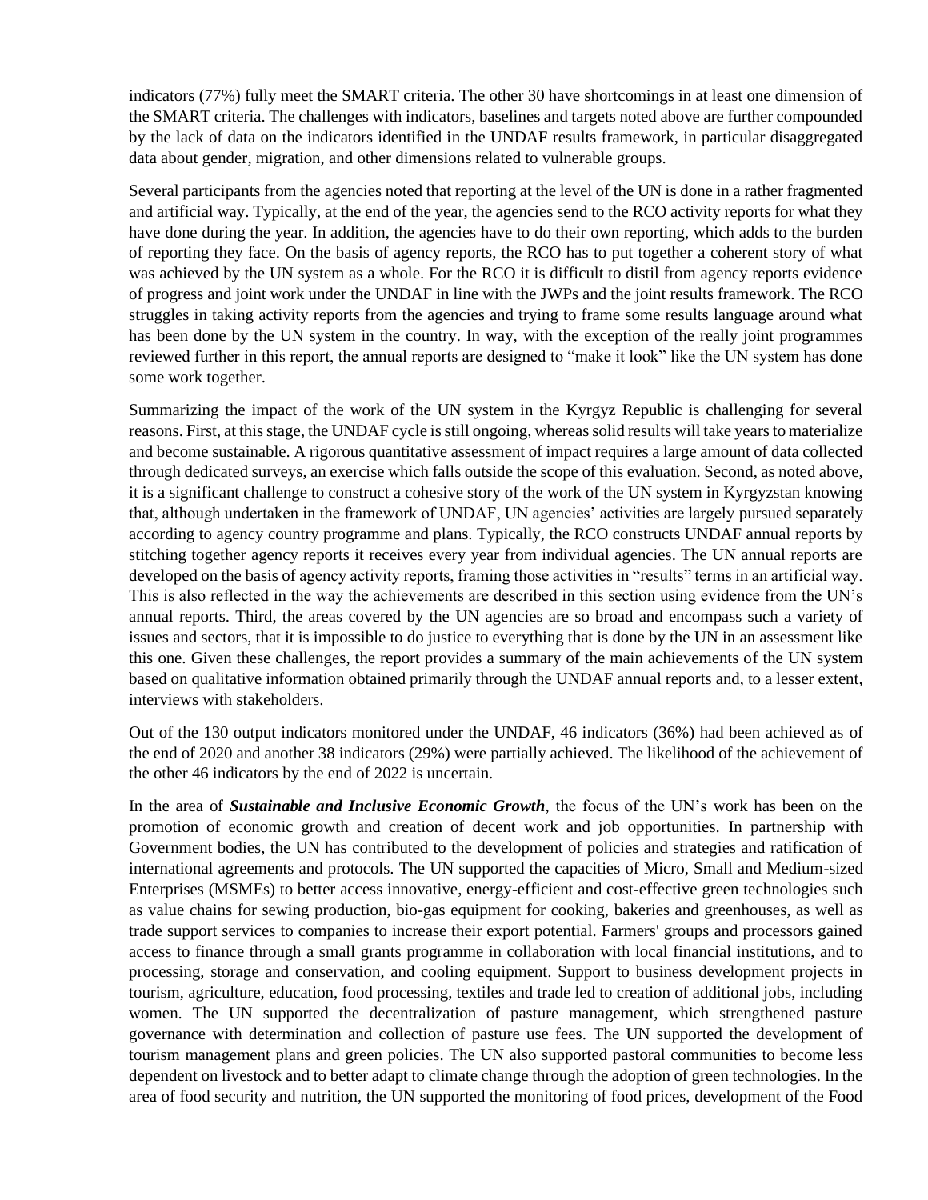indicators (77%) fully meet the SMART criteria. The other 30 have shortcomings in at least one dimension of the SMART criteria. The challenges with indicators, baselines and targets noted above are further compounded by the lack of data on the indicators identified in the UNDAF results framework, in particular disaggregated data about gender, migration, and other dimensions related to vulnerable groups.

Several participants from the agencies noted that reporting at the level of the UN is done in a rather fragmented and artificial way. Typically, at the end of the year, the agencies send to the RCO activity reports for what they have done during the year. In addition, the agencies have to do their own reporting, which adds to the burden of reporting they face. On the basis of agency reports, the RCO has to put together a coherent story of what was achieved by the UN system as a whole. For the RCO it is difficult to distil from agency reports evidence of progress and joint work under the UNDAF in line with the JWPs and the joint results framework. The RCO struggles in taking activity reports from the agencies and trying to frame some results language around what has been done by the UN system in the country. In way, with the exception of the really joint programmes reviewed further in this report, the annual reports are designed to "make it look" like the UN system has done some work together.

Summarizing the impact of the work of the UN system in the Kyrgyz Republic is challenging for several reasons. First, at this stage, the UNDAF cycle is still ongoing, whereas solid results will take years to materialize and become sustainable. A rigorous quantitative assessment of impact requires a large amount of data collected through dedicated surveys, an exercise which falls outside the scope of this evaluation. Second, as noted above, it is a significant challenge to construct a cohesive story of the work of the UN system in Kyrgyzstan knowing that, although undertaken in the framework of UNDAF, UN agencies' activities are largely pursued separately according to agency country programme and plans. Typically, the RCO constructs UNDAF annual reports by stitching together agency reports it receives every year from individual agencies. The UN annual reports are developed on the basis of agency activity reports, framing those activities in "results" terms in an artificial way. This is also reflected in the way the achievements are described in this section using evidence from the UN's annual reports. Third, the areas covered by the UN agencies are so broad and encompass such a variety of issues and sectors, that it is impossible to do justice to everything that is done by the UN in an assessment like this one. Given these challenges, the report provides a summary of the main achievements of the UN system based on qualitative information obtained primarily through the UNDAF annual reports and, to a lesser extent, interviews with stakeholders.

Out of the 130 output indicators monitored under the UNDAF, 46 indicators (36%) had been achieved as of the end of 2020 and another 38 indicators (29%) were partially achieved. The likelihood of the achievement of the other 46 indicators by the end of 2022 is uncertain.

In the area of ***Sustainable and Inclusive Economic Growth***, the focus of the UN's work has been on the promotion of economic growth and creation of decent work and job opportunities. In partnership with Government bodies, the UN has contributed to the development of policies and strategies and ratification of international agreements and protocols. The UN supported the capacities of Micro, Small and Medium-sized Enterprises (MSMEs) to better access innovative, energy-efficient and cost-effective green technologies such as value chains for sewing production, bio-gas equipment for cooking, bakeries and greenhouses, as well as trade support services to companies to increase their export potential. Farmers' groups and processors gained access to finance through a small grants programme in collaboration with local financial institutions, and to processing, storage and conservation, and cooling equipment. Support to business development projects in tourism, agriculture, education, food processing, textiles and trade led to creation of additional jobs, including women. The UN supported the decentralization of pasture management, which strengthened pasture governance with determination and collection of pasture use fees. The UN supported the development of tourism management plans and green policies. The UN also supported pastoral communities to become less dependent on livestock and to better adapt to climate change through the adoption of green technologies. In the area of food security and nutrition, the UN supported the monitoring of food prices, development of the Food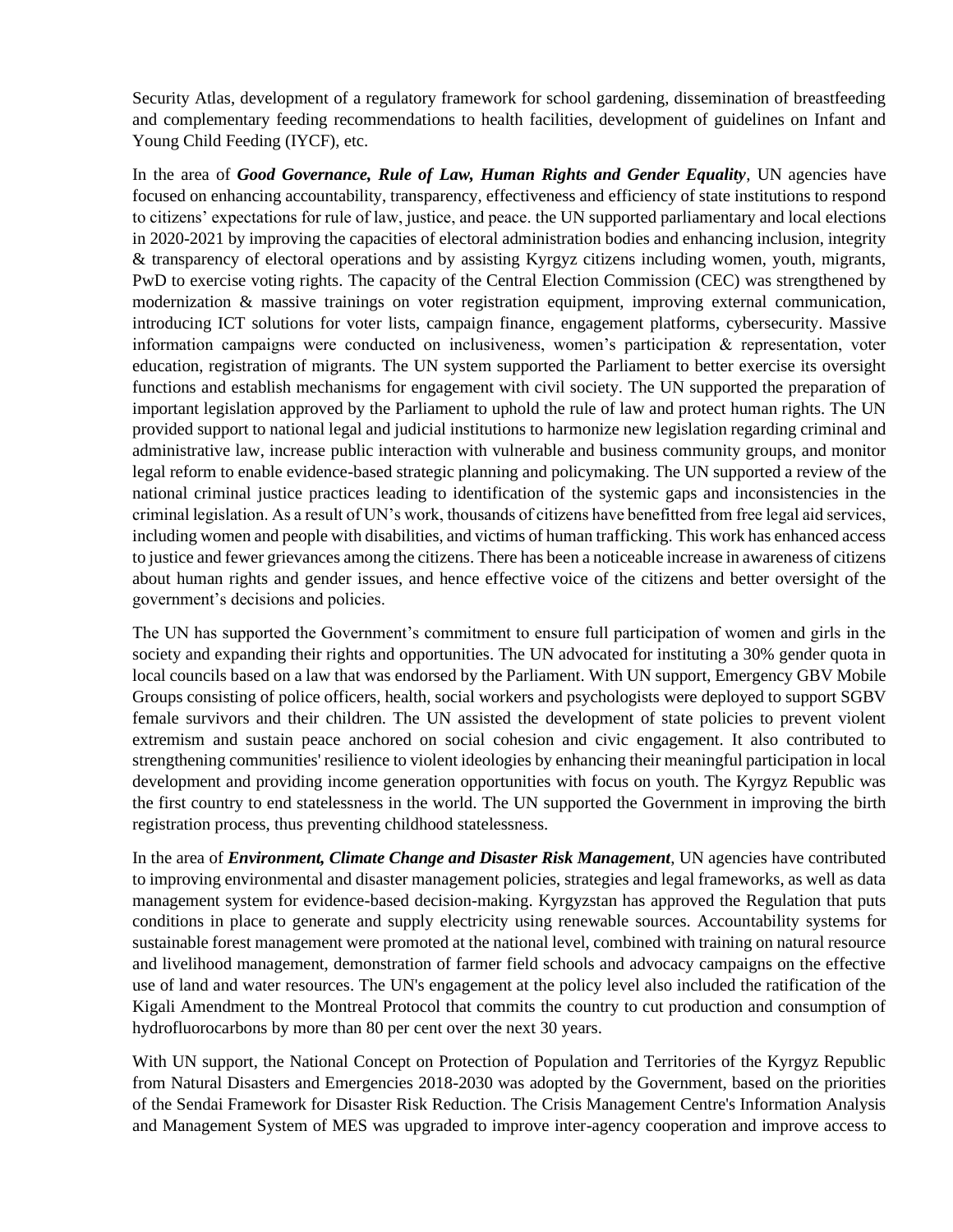Security Atlas, development of a regulatory framework for school gardening, dissemination of breastfeeding and complementary feeding recommendations to health facilities, development of guidelines on Infant and Young Child Feeding (IYCF), etc.

In the area of ***Good Governance, Rule of Law, Human Rights and Gender Equality***, UN agencies have focused on enhancing accountability, transparency, effectiveness and efficiency of state institutions to respond to citizens' expectations for rule of law, justice, and peace. the UN supported parliamentary and local elections in 2020-2021 by improving the capacities of electoral administration bodies and enhancing inclusion, integrity & transparency of electoral operations and by assisting Kyrgyz citizens including women, youth, migrants, PwD to exercise voting rights. The capacity of the Central Election Commission (CEC) was strengthened by modernization & massive trainings on voter registration equipment, improving external communication, introducing ICT solutions for voter lists, campaign finance, engagement platforms, cybersecurity. Massive information campaigns were conducted on inclusiveness, women's participation & representation, voter education, registration of migrants. The UN system supported the Parliament to better exercise its oversight functions and establish mechanisms for engagement with civil society. The UN supported the preparation of important legislation approved by the Parliament to uphold the rule of law and protect human rights. The UN provided support to national legal and judicial institutions to harmonize new legislation regarding criminal and administrative law, increase public interaction with vulnerable and business community groups, and monitor legal reform to enable evidence-based strategic planning and policymaking. The UN supported a review of the national criminal justice practices leading to identification of the systemic gaps and inconsistencies in the criminal legislation. As a result of UN's work, thousands of citizens have benefitted from free legal aid services, including women and people with disabilities, and victims of human trafficking. This work has enhanced access to justice and fewer grievances among the citizens. There has been a noticeable increase in awareness of citizens about human rights and gender issues, and hence effective voice of the citizens and better oversight of the government's decisions and policies.

The UN has supported the Government's commitment to ensure full participation of women and girls in the society and expanding their rights and opportunities. The UN advocated for instituting a 30% gender quota in local councils based on a law that was endorsed by the Parliament. With UN support, Emergency GBV Mobile Groups consisting of police officers, health, social workers and psychologists were deployed to support SGBV female survivors and their children. The UN assisted the development of state policies to prevent violent extremism and sustain peace anchored on social cohesion and civic engagement. It also contributed to strengthening communities' resilience to violent ideologies by enhancing their meaningful participation in local development and providing income generation opportunities with focus on youth. The Kyrgyz Republic was the first country to end statelessness in the world. The UN supported the Government in improving the birth registration process, thus preventing childhood statelessness.

In the area of ***Environment, Climate Change and Disaster Risk Management***, UN agencies have contributed to improving environmental and disaster management policies, strategies and legal frameworks, as well as data management system for evidence-based decision-making. Kyrgyzstan has approved the Regulation that puts conditions in place to generate and supply electricity using renewable sources. Accountability systems for sustainable forest management were promoted at the national level, combined with training on natural resource and livelihood management, demonstration of farmer field schools and advocacy campaigns on the effective use of land and water resources. The UN's engagement at the policy level also included the ratification of the Kigali Amendment to the Montreal Protocol that commits the country to cut production and consumption of hydrofluorocarbons by more than 80 per cent over the next 30 years.

With UN support, the National Concept on Protection of Population and Territories of the Kyrgyz Republic from Natural Disasters and Emergencies 2018-2030 was adopted by the Government, based on the priorities of the Sendai Framework for Disaster Risk Reduction. The Crisis Management Centre's Information Analysis and Management System of MES was upgraded to improve inter-agency cooperation and improve access to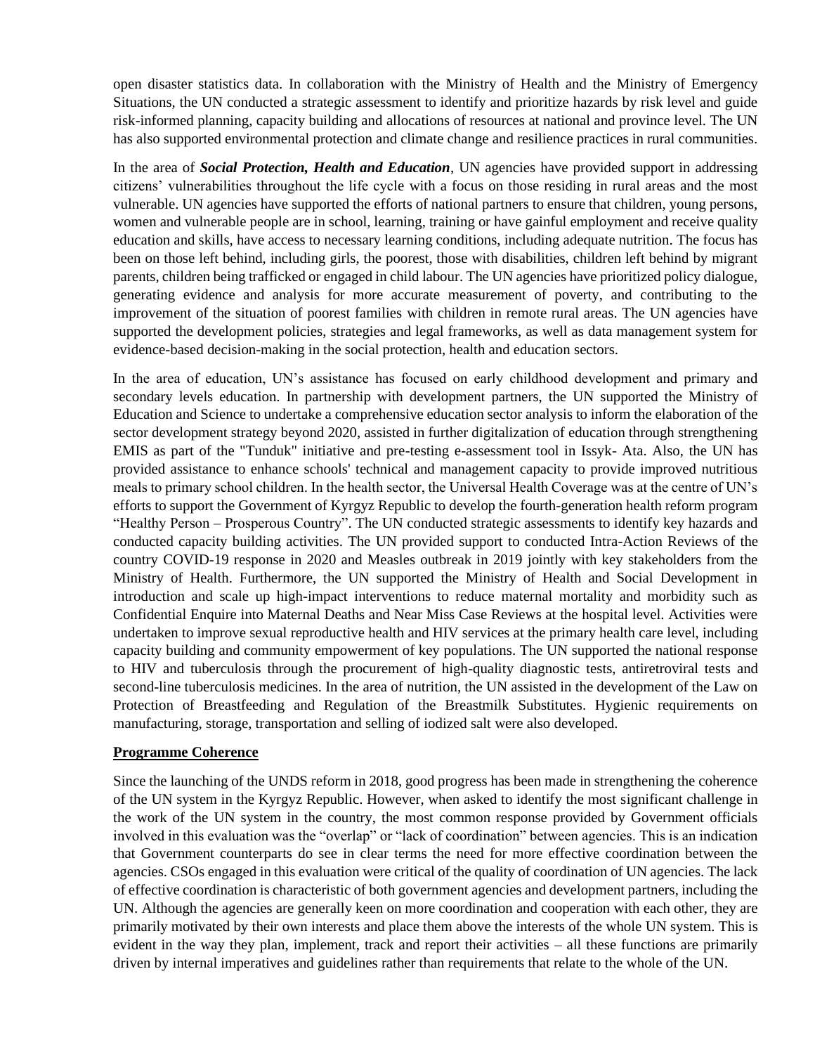open disaster statistics data. In collaboration with the Ministry of Health and the Ministry of Emergency Situations, the UN conducted a strategic assessment to identify and prioritize hazards by risk level and guide risk-informed planning, capacity building and allocations of resources at national and province level. The UN has also supported environmental protection and climate change and resilience practices in rural communities.

In the area of ***Social Protection, Health and Education***, UN agencies have provided support in addressing citizens' vulnerabilities throughout the life cycle with a focus on those residing in rural areas and the most vulnerable. UN agencies have supported the efforts of national partners to ensure that children, young persons, women and vulnerable people are in school, learning, training or have gainful employment and receive quality education and skills, have access to necessary learning conditions, including adequate nutrition. The focus has been on those left behind, including girls, the poorest, those with disabilities, children left behind by migrant parents, children being trafficked or engaged in child labour. The UN agencies have prioritized policy dialogue, generating evidence and analysis for more accurate measurement of poverty, and contributing to the improvement of the situation of poorest families with children in remote rural areas. The UN agencies have supported the development policies, strategies and legal frameworks, as well as data management system for evidence-based decision-making in the social protection, health and education sectors.

In the area of education, UN's assistance has focused on early childhood development and primary and secondary levels education. In partnership with development partners, the UN supported the Ministry of Education and Science to undertake a comprehensive education sector analysis to inform the elaboration of the sector development strategy beyond 2020, assisted in further digitalization of education through strengthening EMIS as part of the "Tunduk" initiative and pre-testing e-assessment tool in Issyk- Ata. Also, the UN has provided assistance to enhance schools' technical and management capacity to provide improved nutritious meals to primary school children. In the health sector, the Universal Health Coverage was at the centre of UN's efforts to support the Government of Kyrgyz Republic to develop the fourth-generation health reform program "Healthy Person – Prosperous Country". The UN conducted strategic assessments to identify key hazards and conducted capacity building activities. The UN provided support to conducted Intra-Action Reviews of the country COVID-19 response in 2020 and Measles outbreak in 2019 jointly with key stakeholders from the Ministry of Health. Furthermore, the UN supported the Ministry of Health and Social Development in introduction and scale up high-impact interventions to reduce maternal mortality and morbidity such as Confidential Enquire into Maternal Deaths and Near Miss Case Reviews at the hospital level. Activities were undertaken to improve sexual reproductive health and HIV services at the primary health care level, including capacity building and community empowerment of key populations. The UN supported the national response to HIV and tuberculosis through the procurement of high-quality diagnostic tests, antiretroviral tests and second-line tuberculosis medicines. In the area of nutrition, the UN assisted in the development of the Law on Protection of Breastfeeding and Regulation of the Breastmilk Substitutes. Hygienic requirements on manufacturing, storage, transportation and selling of iodized salt were also developed.

## Programme Coherence

Since the launching of the UNDS reform in 2018, good progress has been made in strengthening the coherence of the UN system in the Kyrgyz Republic. However, when asked to identify the most significant challenge in the work of the UN system in the country, the most common response provided by Government officials involved in this evaluation was the "overlap" or "lack of coordination" between agencies. This is an indication that Government counterparts do see in clear terms the need for more effective coordination between the agencies. CSOs engaged in this evaluation were critical of the quality of coordination of UN agencies. The lack of effective coordination is characteristic of both government agencies and development partners, including the UN. Although the agencies are generally keen on more coordination and cooperation with each other, they are primarily motivated by their own interests and place them above the interests of the whole UN system. This is evident in the way they plan, implement, track and report their activities – all these functions are primarily driven by internal imperatives and guidelines rather than requirements that relate to the whole of the UN.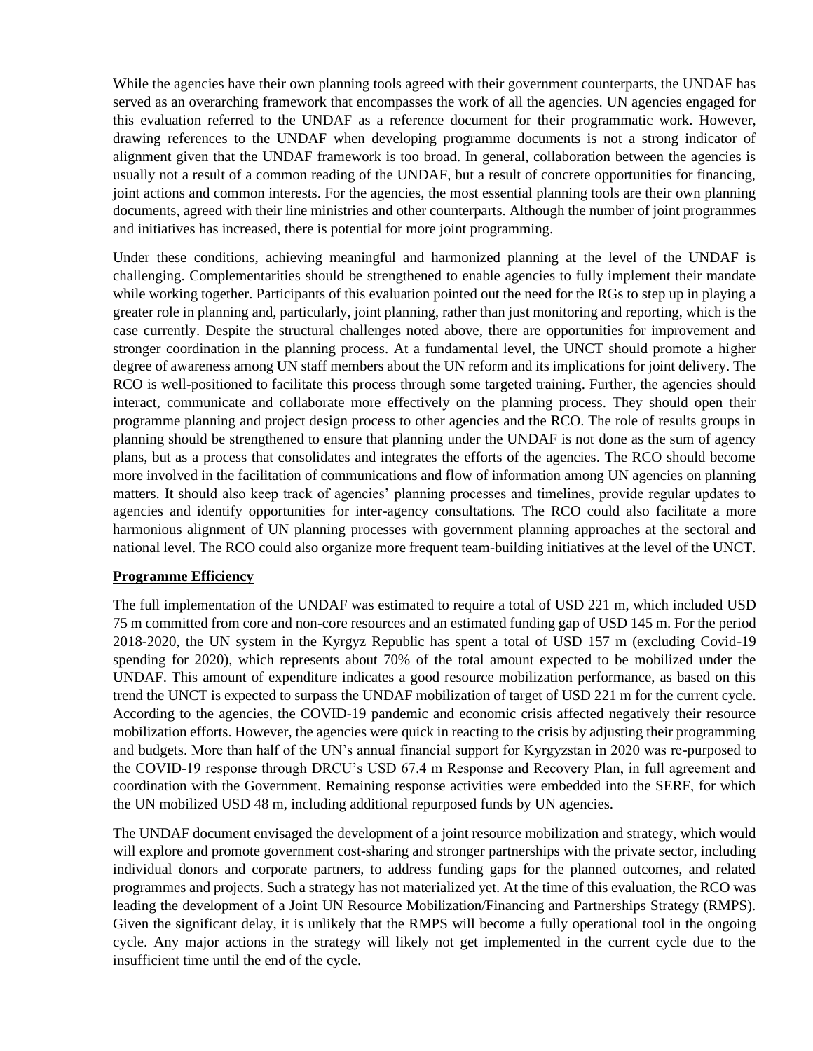While the agencies have their own planning tools agreed with their government counterparts, the UNDAF has served as an overarching framework that encompasses the work of all the agencies. UN agencies engaged for this evaluation referred to the UNDAF as a reference document for their programmatic work. However, drawing references to the UNDAF when developing programme documents is not a strong indicator of alignment given that the UNDAF framework is too broad. In general, collaboration between the agencies is usually not a result of a common reading of the UNDAF, but a result of concrete opportunities for financing, joint actions and common interests. For the agencies, the most essential planning tools are their own planning documents, agreed with their line ministries and other counterparts. Although the number of joint programmes and initiatives has increased, there is potential for more joint programming.

Under these conditions, achieving meaningful and harmonized planning at the level of the UNDAF is challenging. Complementarities should be strengthened to enable agencies to fully implement their mandate while working together. Participants of this evaluation pointed out the need for the RGs to step up in playing a greater role in planning and, particularly, joint planning, rather than just monitoring and reporting, which is the case currently. Despite the structural challenges noted above, there are opportunities for improvement and stronger coordination in the planning process. At a fundamental level, the UNCT should promote a higher degree of awareness among UN staff members about the UN reform and its implications for joint delivery. The RCO is well-positioned to facilitate this process through some targeted training. Further, the agencies should interact, communicate and collaborate more effectively on the planning process. They should open their programme planning and project design process to other agencies and the RCO. The role of results groups in planning should be strengthened to ensure that planning under the UNDAF is not done as the sum of agency plans, but as a process that consolidates and integrates the efforts of the agencies. The RCO should become more involved in the facilitation of communications and flow of information among UN agencies on planning matters. It should also keep track of agencies' planning processes and timelines, provide regular updates to agencies and identify opportunities for inter-agency consultations. The RCO could also facilitate a more harmonious alignment of UN planning processes with government planning approaches at the sectoral and national level. The RCO could also organize more frequent team-building initiatives at the level of the UNCT.

**Programme Efficiency**

The full implementation of the UNDAF was estimated to require a total of USD 221 m, which included USD 75 m committed from core and non-core resources and an estimated funding gap of USD 145 m. For the period 2018-2020, the UN system in the Kyrgyz Republic has spent a total of USD 157 m (excluding Covid-19 spending for 2020), which represents about 70% of the total amount expected to be mobilized under the UNDAF. This amount of expenditure indicates a good resource mobilization performance, as based on this trend the UNCT is expected to surpass the UNDAF mobilization of target of USD 221 m for the current cycle. According to the agencies, the COVID-19 pandemic and economic crisis affected negatively their resource mobilization efforts. However, the agencies were quick in reacting to the crisis by adjusting their programming and budgets. More than half of the UN's annual financial support for Kyrgyzstan in 2020 was re-purposed to the COVID-19 response through DRCU's USD 67.4 m Response and Recovery Plan, in full agreement and coordination with the Government. Remaining response activities were embedded into the SERF, for which the UN mobilized USD 48 m, including additional repurposed funds by UN agencies.

The UNDAF document envisaged the development of a joint resource mobilization and strategy, which would will explore and promote government cost-sharing and stronger partnerships with the private sector, including individual donors and corporate partners, to address funding gaps for the planned outcomes, and related programmes and projects. Such a strategy has not materialized yet. At the time of this evaluation, the RCO was leading the development of a Joint UN Resource Mobilization/Financing and Partnerships Strategy (RMPS). Given the significant delay, it is unlikely that the RMPS will become a fully operational tool in the ongoing cycle. Any major actions in the strategy will likely not get implemented in the current cycle due to the insufficient time until the end of the cycle.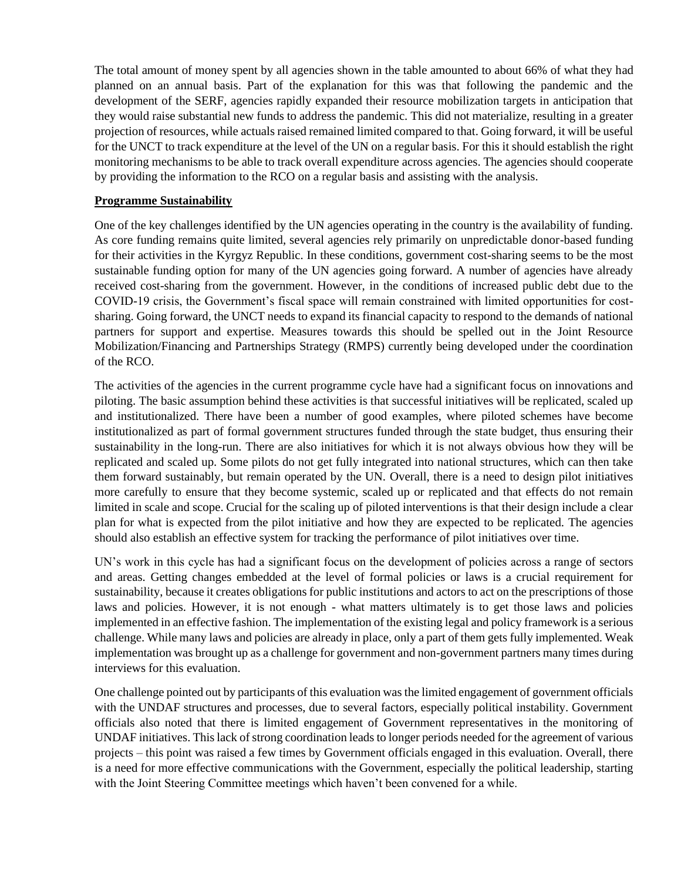The total amount of money spent by all agencies shown in the table amounted to about 66% of what they had planned on an annual basis. Part of the explanation for this was that following the pandemic and the development of the SERF, agencies rapidly expanded their resource mobilization targets in anticipation that they would raise substantial new funds to address the pandemic. This did not materialize, resulting in a greater projection of resources, while actuals raised remained limited compared to that. Going forward, it will be useful for the UNCT to track expenditure at the level of the UN on a regular basis. For this it should establish the right monitoring mechanisms to be able to track overall expenditure across agencies. The agencies should cooperate by providing the information to the RCO on a regular basis and assisting with the analysis.

**Programme Sustainability**

One of the key challenges identified by the UN agencies operating in the country is the availability of funding. As core funding remains quite limited, several agencies rely primarily on unpredictable donor-based funding for their activities in the Kyrgyz Republic. In these conditions, government cost-sharing seems to be the most sustainable funding option for many of the UN agencies going forward. A number of agencies have already received cost-sharing from the government. However, in the conditions of increased public debt due to the COVID-19 crisis, the Government's fiscal space will remain constrained with limited opportunities for cost-sharing. Going forward, the UNCT needs to expand its financial capacity to respond to the demands of national partners for support and expertise. Measures towards this should be spelled out in the Joint Resource Mobilization/Financing and Partnerships Strategy (RMPS) currently being developed under the coordination of the RCO.

The activities of the agencies in the current programme cycle have had a significant focus on innovations and piloting. The basic assumption behind these activities is that successful initiatives will be replicated, scaled up and institutionalized. There have been a number of good examples, where piloted schemes have become institutionalized as part of formal government structures funded through the state budget, thus ensuring their sustainability in the long-run. There are also initiatives for which it is not always obvious how they will be replicated and scaled up. Some pilots do not get fully integrated into national structures, which can then take them forward sustainably, but remain operated by the UN. Overall, there is a need to design pilot initiatives more carefully to ensure that they become systemic, scaled up or replicated and that effects do not remain limited in scale and scope. Crucial for the scaling up of piloted interventions is that their design include a clear plan for what is expected from the pilot initiative and how they are expected to be replicated. The agencies should also establish an effective system for tracking the performance of pilot initiatives over time.

UN's work in this cycle has had a significant focus on the development of policies across a range of sectors and areas. Getting changes embedded at the level of formal policies or laws is a crucial requirement for sustainability, because it creates obligations for public institutions and actors to act on the prescriptions of those laws and policies. However, it is not enough - what matters ultimately is to get those laws and policies implemented in an effective fashion. The implementation of the existing legal and policy framework is a serious challenge. While many laws and policies are already in place, only a part of them gets fully implemented. Weak implementation was brought up as a challenge for government and non-government partners many times during interviews for this evaluation.

One challenge pointed out by participants of this evaluation was the limited engagement of government officials with the UNDAF structures and processes, due to several factors, especially political instability. Government officials also noted that there is limited engagement of Government representatives in the monitoring of UNDAF initiatives. This lack of strong coordination leads to longer periods needed for the agreement of various projects – this point was raised a few times by Government officials engaged in this evaluation. Overall, there is a need for more effective communications with the Government, especially the political leadership, starting with the Joint Steering Committee meetings which haven't been convened for a while.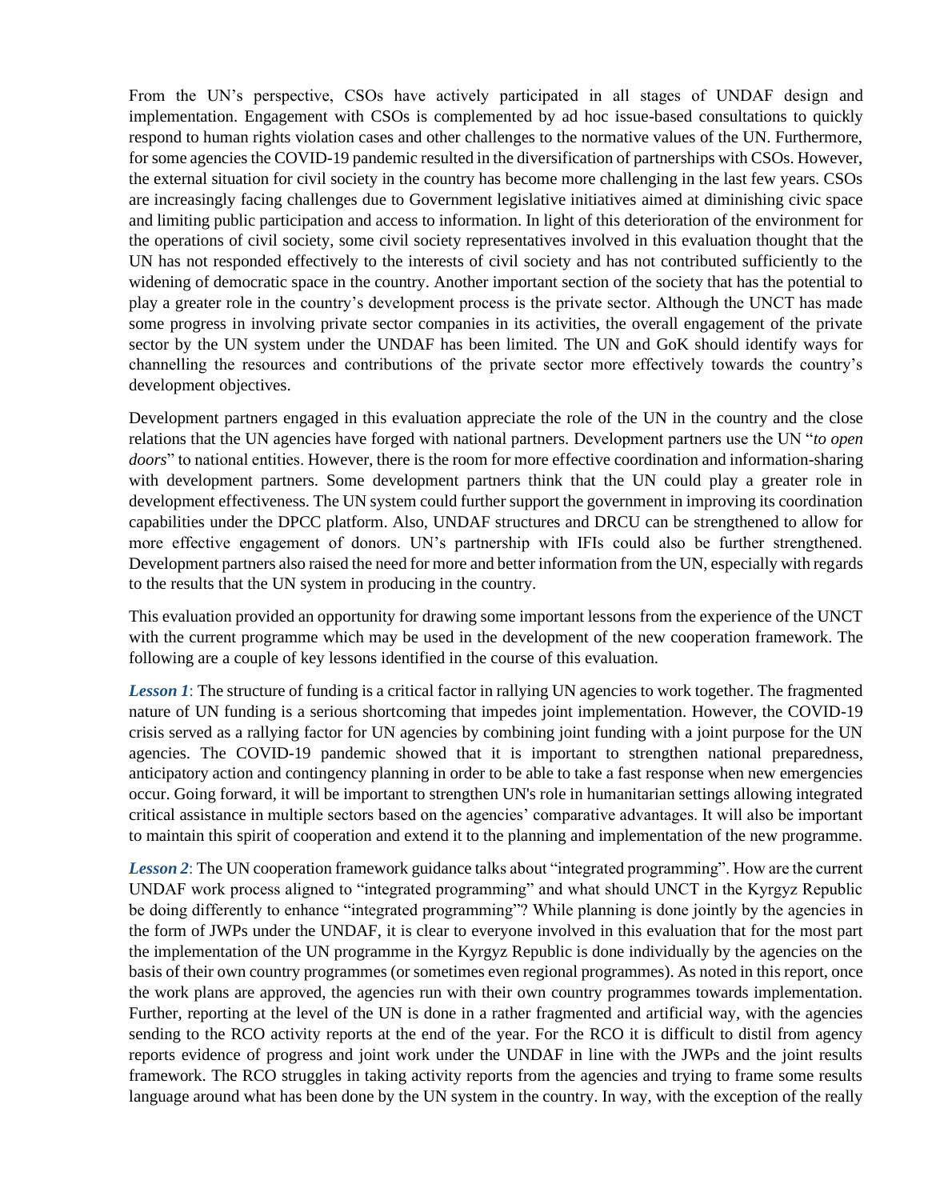From the UN's perspective, CSOs have actively participated in all stages of UNDAF design and implementation. Engagement with CSOs is complemented by ad hoc issue-based consultations to quickly respond to human rights violation cases and other challenges to the normative values of the UN. Furthermore, for some agencies the COVID-19 pandemic resulted in the diversification of partnerships with CSOs. However, the external situation for civil society in the country has become more challenging in the last few years. CSOs are increasingly facing challenges due to Government legislative initiatives aimed at diminishing civic space and limiting public participation and access to information. In light of this deterioration of the environment for the operations of civil society, some civil society representatives involved in this evaluation thought that the UN has not responded effectively to the interests of civil society and has not contributed sufficiently to the widening of democratic space in the country. Another important section of the society that has the potential to play a greater role in the country's development process is the private sector. Although the UNCT has made some progress in involving private sector companies in its activities, the overall engagement of the private sector by the UN system under the UNDAF has been limited. The UN and GoK should identify ways for channelling the resources and contributions of the private sector more effectively towards the country's development objectives.

Development partners engaged in this evaluation appreciate the role of the UN in the country and the close relations that the UN agencies have forged with national partners. Development partners use the UN "*to open doors*" to national entities. However, there is the room for more effective coordination and information-sharing with development partners. Some development partners think that the UN could play a greater role in development effectiveness. The UN system could further support the government in improving its coordination capabilities under the DPCC platform. Also, UNDAF structures and DRCU can be strengthened to allow for more effective engagement of donors. UN's partnership with IFIs could also be further strengthened. Development partners also raised the need for more and better information from the UN, especially with regards to the results that the UN system in producing in the country.

This evaluation provided an opportunity for drawing some important lessons from the experience of the UNCT with the current programme which may be used in the development of the new cooperation framework. The following are a couple of key lessons identified in the course of this evaluation.

***Lesson 1***: The structure of funding is a critical factor in rallying UN agencies to work together. The fragmented nature of UN funding is a serious shortcoming that impedes joint implementation. However, the COVID-19 crisis served as a rallying factor for UN agencies by combining joint funding with a joint purpose for the UN agencies. The COVID-19 pandemic showed that it is important to strengthen national preparedness, anticipatory action and contingency planning in order to be able to take a fast response when new emergencies occur. Going forward, it will be important to strengthen UN's role in humanitarian settings allowing integrated critical assistance in multiple sectors based on the agencies' comparative advantages. It will also be important to maintain this spirit of cooperation and extend it to the planning and implementation of the new programme.

***Lesson 2***: The UN cooperation framework guidance talks about "integrated programming". How are the current UNDAF work process aligned to "integrated programming" and what should UNCT in the Kyrgyz Republic be doing differently to enhance "integrated programming"? While planning is done jointly by the agencies in the form of JWPs under the UNDAF, it is clear to everyone involved in this evaluation that for the most part the implementation of the UN programme in the Kyrgyz Republic is done individually by the agencies on the basis of their own country programmes (or sometimes even regional programmes). As noted in this report, once the work plans are approved, the agencies run with their own country programmes towards implementation. Further, reporting at the level of the UN is done in a rather fragmented and artificial way, with the agencies sending to the RCO activity reports at the end of the year. For the RCO it is difficult to distil from agency reports evidence of progress and joint work under the UNDAF in line with the JWPs and the joint results framework. The RCO struggles in taking activity reports from the agencies and trying to frame some results language around what has been done by the UN system in the country. In way, with the exception of the really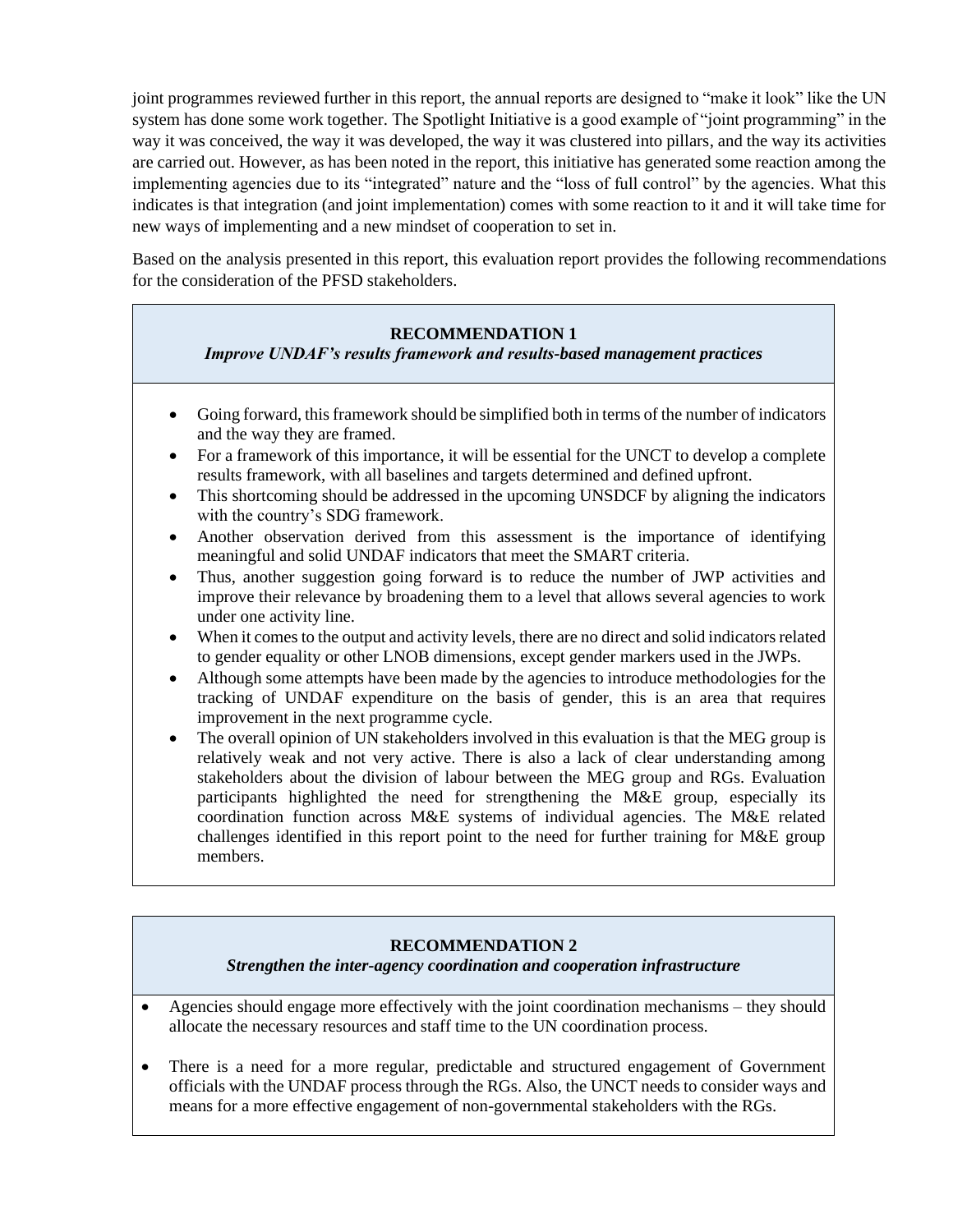joint programmes reviewed further in this report, the annual reports are designed to "make it look" like the UN system has done some work together. The Spotlight Initiative is a good example of "joint programming" in the way it was conceived, the way it was developed, the way it was clustered into pillars, and the way its activities are carried out. However, as has been noted in the report, this initiative has generated some reaction among the implementing agencies due to its "integrated" nature and the "loss of full control" by the agencies. What this indicates is that integration (and joint implementation) comes with some reaction to it and it will take time for new ways of implementing and a new mindset of cooperation to set in.

Based on the analysis presented in this report, this evaluation report provides the following recommendations for the consideration of the PFSD stakeholders.

**RECOMMENDATION 1**

***Improve UNDAF's results framework and results-based management practices***

- Going forward, this framework should be simplified both in terms of the number of indicators and the way they are framed.
- For a framework of this importance, it will be essential for the UNCT to develop a complete results framework, with all baselines and targets determined and defined upfront.
- This shortcoming should be addressed in the upcoming UNSDCF by aligning the indicators with the country's SDG framework.
- Another observation derived from this assessment is the importance of identifying meaningful and solid UNDAF indicators that meet the SMART criteria.
- Thus, another suggestion going forward is to reduce the number of JWP activities and improve their relevance by broadening them to a level that allows several agencies to work under one activity line.
- When it comes to the output and activity levels, there are no direct and solid indicators related to gender equality or other LNOB dimensions, except gender markers used in the JWPs.
- Although some attempts have been made by the agencies to introduce methodologies for the tracking of UNDAF expenditure on the basis of gender, this is an area that requires improvement in the next programme cycle.
- The overall opinion of UN stakeholders involved in this evaluation is that the MEG group is relatively weak and not very active. There is also a lack of clear understanding among stakeholders about the division of labour between the MEG group and RGs. Evaluation participants highlighted the need for strengthening the M&E group, especially its coordination function across M&E systems of individual agencies. The M&E related challenges identified in this report point to the need for further training for M&E group members.

**RECOMMENDATION 2**

***Strengthen the inter-agency coordination and cooperation infrastructure***

- Agencies should engage more effectively with the joint coordination mechanisms – they should allocate the necessary resources and staff time to the UN coordination process.
- There is a need for a more regular, predictable and structured engagement of Government officials with the UNDAF process through the RGs. Also, the UNCT needs to consider ways and means for a more effective engagement of non-governmental stakeholders with the RGs.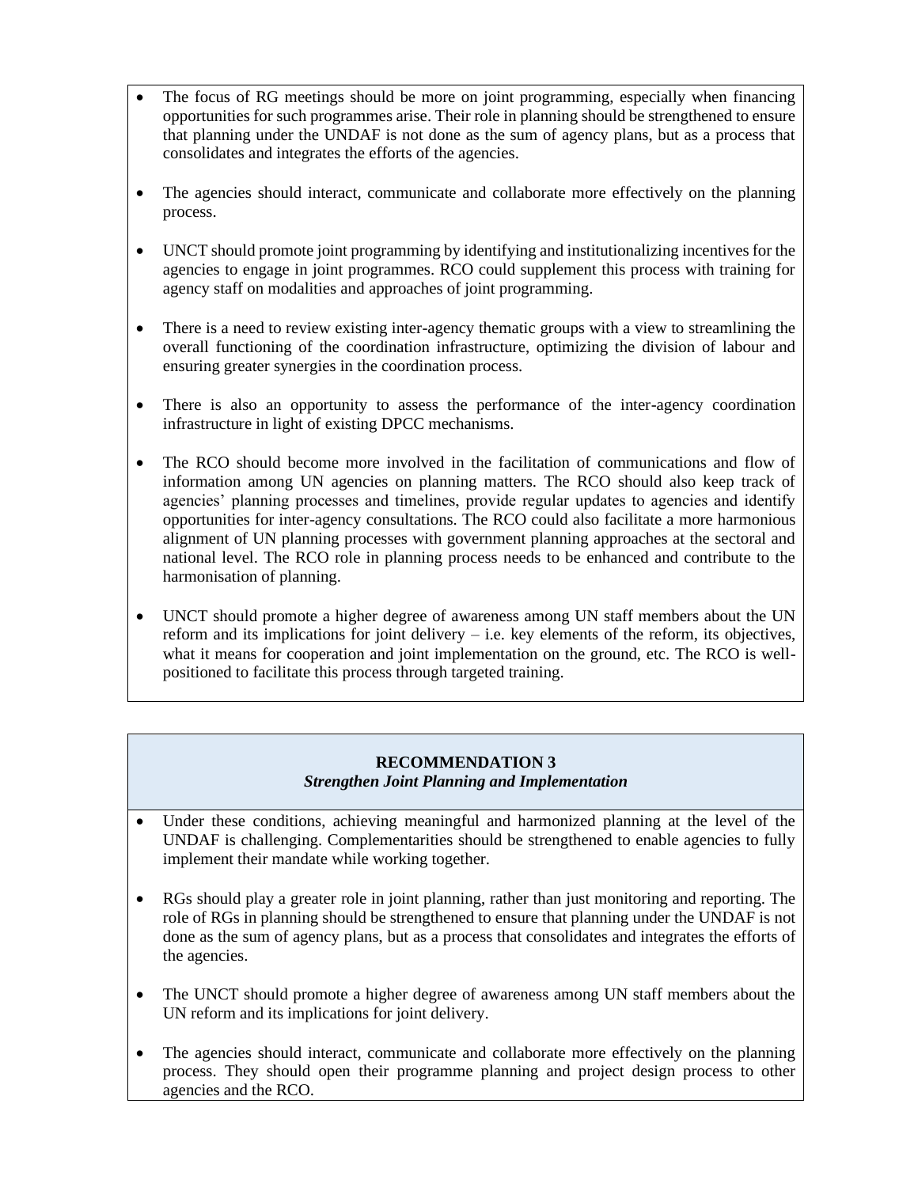- The focus of RG meetings should be more on joint programming, especially when financing opportunities for such programmes arise. Their role in planning should be strengthened to ensure that planning under the UNDAF is not done as the sum of agency plans, but as a process that consolidates and integrates the efforts of the agencies.

- The agencies should interact, communicate and collaborate more effectively on the planning process.

- UNCT should promote joint programming by identifying and institutionalizing incentives for the agencies to engage in joint programmes. RCO could supplement this process with training for agency staff on modalities and approaches of joint programming.

- There is a need to review existing inter-agency thematic groups with a view to streamlining the overall functioning of the coordination infrastructure, optimizing the division of labour and ensuring greater synergies in the coordination process.

- There is also an opportunity to assess the performance of the inter-agency coordination infrastructure in light of existing DPCC mechanisms.

- The RCO should become more involved in the facilitation of communications and flow of information among UN agencies on planning matters. The RCO should also keep track of agencies' planning processes and timelines, provide regular updates to agencies and identify opportunities for inter-agency consultations. The RCO could also facilitate a more harmonious alignment of UN planning processes with government planning approaches at the sectoral and national level. The RCO role in planning process needs to be enhanced and contribute to the harmonisation of planning.

- UNCT should promote a higher degree of awareness among UN staff members about the UN reform and its implications for joint delivery – i.e. key elements of the reform, its objectives, what it means for cooperation and joint implementation on the ground, etc. The RCO is well-positioned to facilitate this process through targeted training.

**RECOMMENDATION 3**
***Strengthen Joint Planning and Implementation***

- Under these conditions, achieving meaningful and harmonized planning at the level of the UNDAF is challenging. Complementarities should be strengthened to enable agencies to fully implement their mandate while working together.

- RGs should play a greater role in joint planning, rather than just monitoring and reporting. The role of RGs in planning should be strengthened to ensure that planning under the UNDAF is not done as the sum of agency plans, but as a process that consolidates and integrates the efforts of the agencies.

- The UNCT should promote a higher degree of awareness among UN staff members about the UN reform and its implications for joint delivery.

- The agencies should interact, communicate and collaborate more effectively on the planning process. They should open their programme planning and project design process to other agencies and the RCO.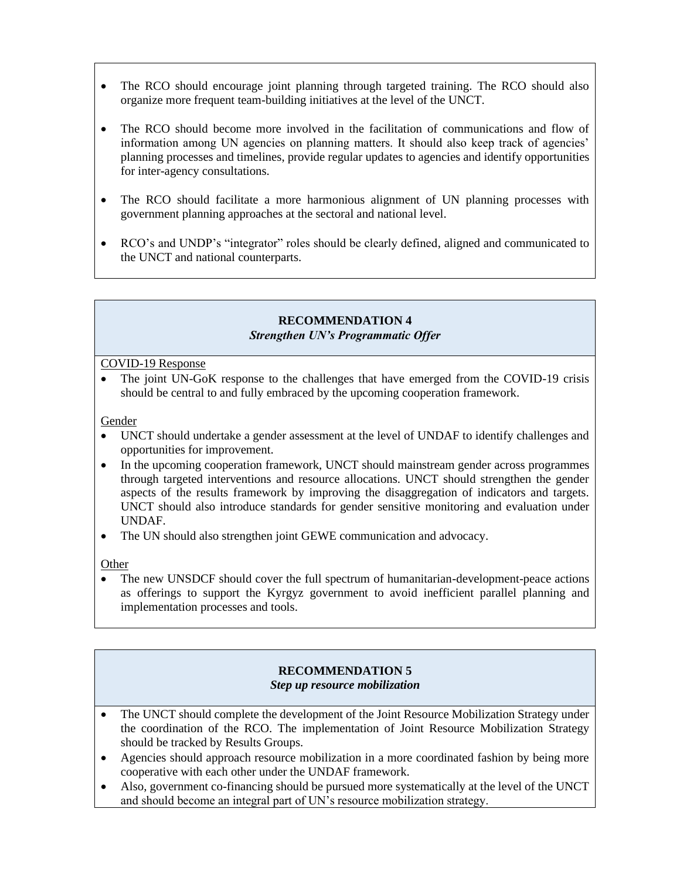- The RCO should encourage joint planning through targeted training. The RCO should also organize more frequent team-building initiatives at the level of the UNCT.

- The RCO should become more involved in the facilitation of communications and flow of information among UN agencies on planning matters. It should also keep track of agencies' planning processes and timelines, provide regular updates to agencies and identify opportunities for inter-agency consultations.

- The RCO should facilitate a more harmonious alignment of UN planning processes with government planning approaches at the sectoral and national level.

- RCO's and UNDP's "integrator" roles should be clearly defined, aligned and communicated to the UNCT and national counterparts.

### RECOMMENDATION 4
***Strengthen UN's Programmatic Offer***

COVID-19 Response

- The joint UN-GoK response to the challenges that have emerged from the COVID-19 crisis should be central to and fully embraced by the upcoming cooperation framework.

Gender

- UNCT should undertake a gender assessment at the level of UNDAF to identify challenges and opportunities for improvement.
- In the upcoming cooperation framework, UNCT should mainstream gender across programmes through targeted interventions and resource allocations. UNCT should strengthen the gender aspects of the results framework by improving the disaggregation of indicators and targets. UNCT should also introduce standards for gender sensitive monitoring and evaluation under UNDAF.
- The UN should also strengthen joint GEWE communication and advocacy.

Other

- The new UNSDCF should cover the full spectrum of humanitarian-development-peace actions as offerings to support the Kyrgyz government to avoid inefficient parallel planning and implementation processes and tools.

### RECOMMENDATION 5
***Step up resource mobilization***

- The UNCT should complete the development of the Joint Resource Mobilization Strategy under the coordination of the RCO. The implementation of Joint Resource Mobilization Strategy should be tracked by Results Groups.
- Agencies should approach resource mobilization in a more coordinated fashion by being more cooperative with each other under the UNDAF framework.
- Also, government co-financing should be pursued more systematically at the level of the UNCT and should become an integral part of UN's resource mobilization strategy.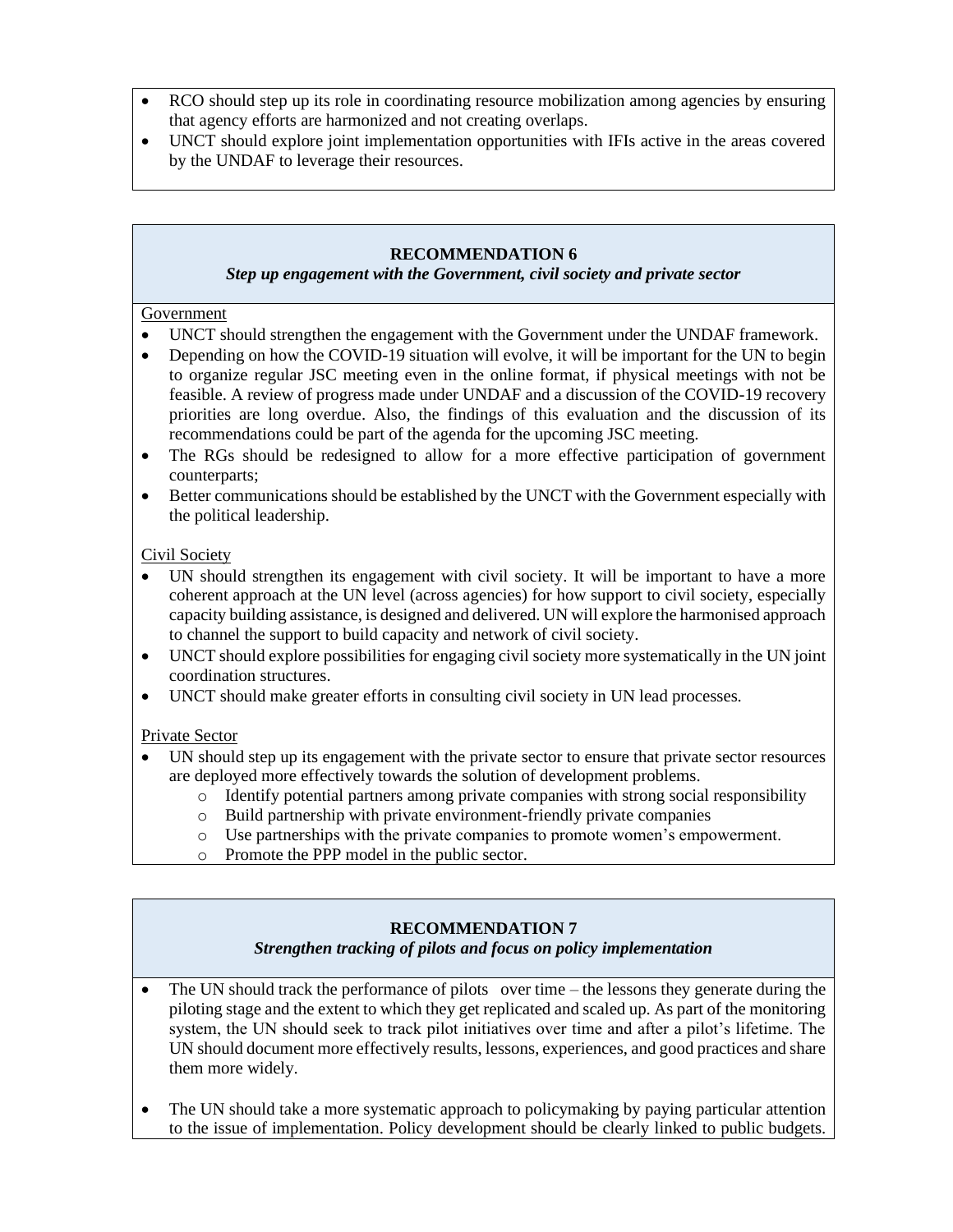- RCO should step up its role in coordinating resource mobilization among agencies by ensuring that agency efforts are harmonized and not creating overlaps.
- UNCT should explore joint implementation opportunities with IFIs active in the areas covered by the UNDAF to leverage their resources.

**RECOMMENDATION 6**

***Step up engagement with the Government, civil society and private sector***

Government

- UNCT should strengthen the engagement with the Government under the UNDAF framework.
- Depending on how the COVID-19 situation will evolve, it will be important for the UN to begin to organize regular JSC meeting even in the online format, if physical meetings with not be feasible. A review of progress made under UNDAF and a discussion of the COVID-19 recovery priorities are long overdue. Also, the findings of this evaluation and the discussion of its recommendations could be part of the agenda for the upcoming JSC meeting.
- The RGs should be redesigned to allow for a more effective participation of government counterparts;
- Better communications should be established by the UNCT with the Government especially with the political leadership.

Civil Society

- UN should strengthen its engagement with civil society. It will be important to have a more coherent approach at the UN level (across agencies) for how support to civil society, especially capacity building assistance, is designed and delivered. UN will explore the harmonised approach to channel the support to build capacity and network of civil society.
- UNCT should explore possibilities for engaging civil society more systematically in the UN joint coordination structures.
- UNCT should make greater efforts in consulting civil society in UN lead processes.

Private Sector

- UN should step up its engagement with the private sector to ensure that private sector resources are deployed more effectively towards the solution of development problems.
  - Identify potential partners among private companies with strong social responsibility
  - Build partnership with private environment-friendly private companies
  - Use partnerships with the private companies to promote women's empowerment.
  - Promote the PPP model in the public sector.

**RECOMMENDATION 7**

***Strengthen tracking of pilots and focus on policy implementation***

- The UN should track the performance of pilots over time – the lessons they generate during the piloting stage and the extent to which they get replicated and scaled up. As part of the monitoring system, the UN should seek to track pilot initiatives over time and after a pilot's lifetime. The UN should document more effectively results, lessons, experiences, and good practices and share them more widely.

- The UN should take a more systematic approach to policymaking by paying particular attention to the issue of implementation. Policy development should be clearly linked to public budgets.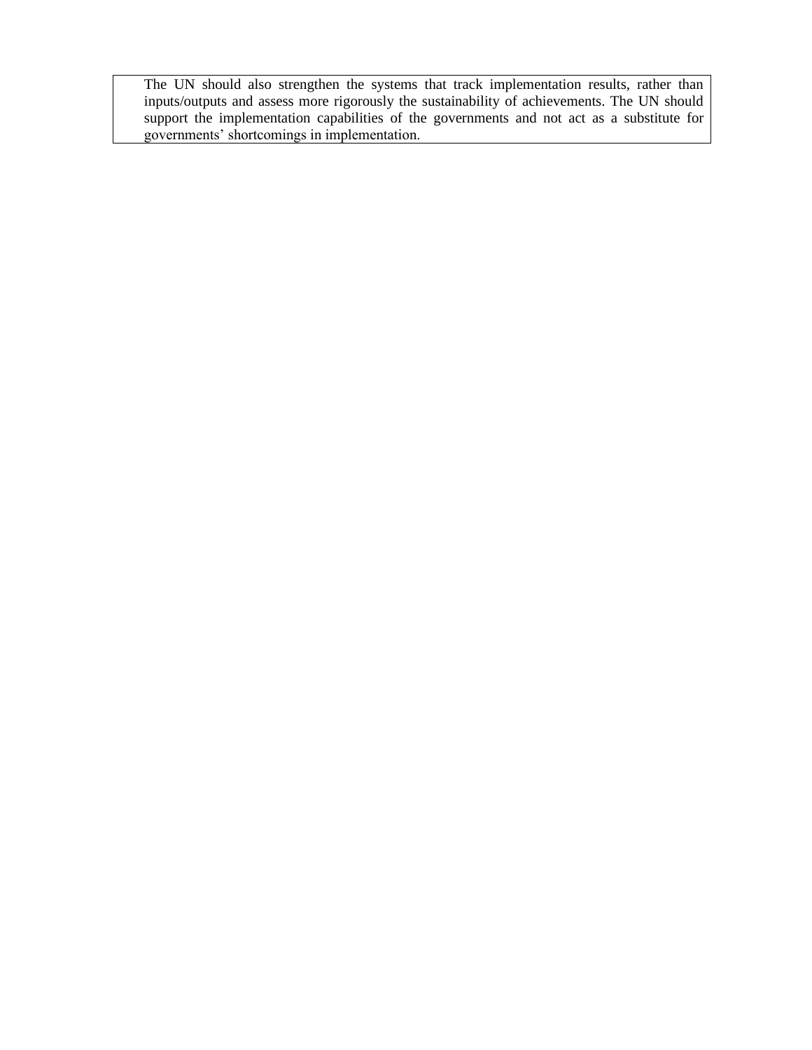The UN should also strengthen the systems that track implementation results, rather than inputs/outputs and assess more rigorously the sustainability of achievements. The UN should support the implementation capabilities of the governments and not act as a substitute for governments' shortcomings in implementation.